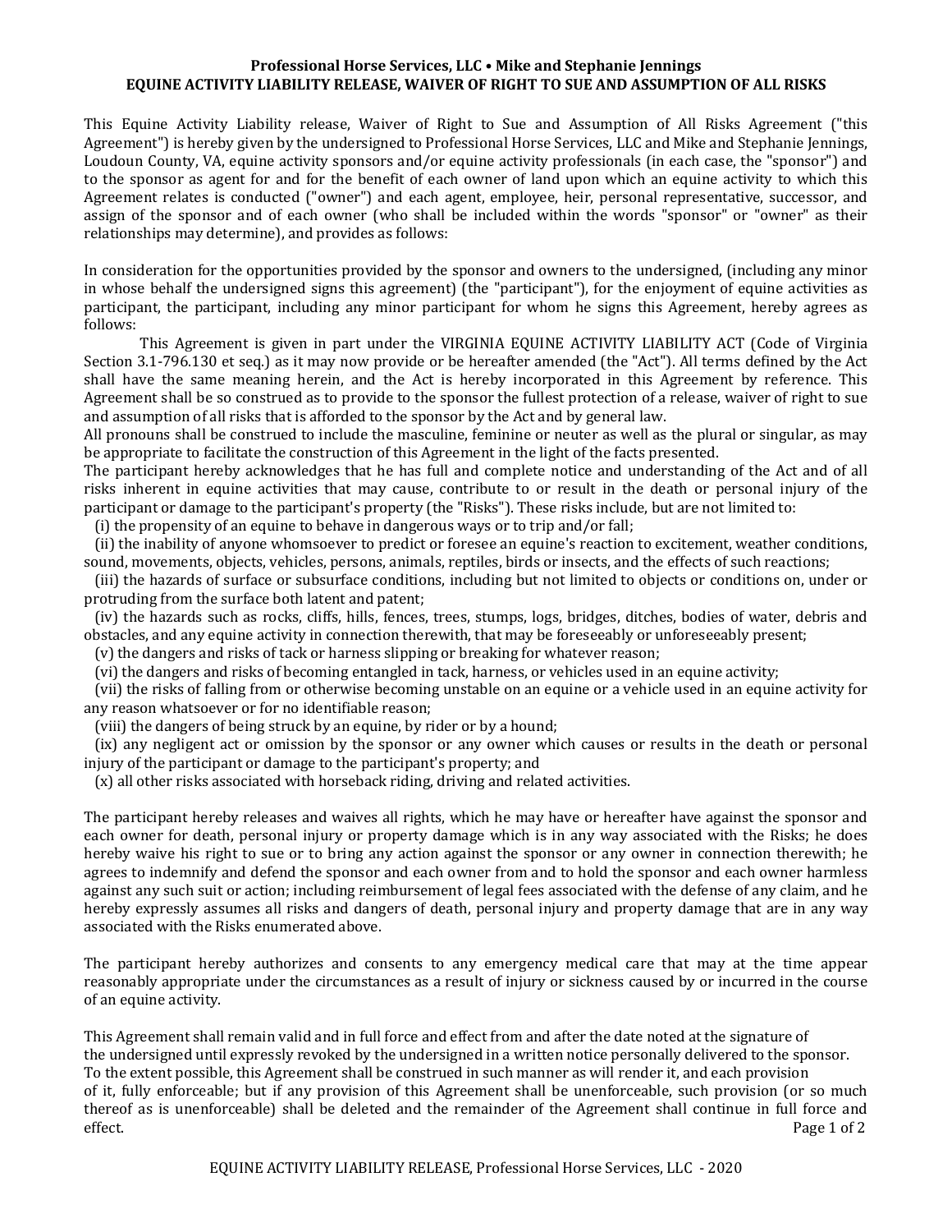**Professional Horse Services, LLC • Mike and Stephanie Jennings**
**EQUINE ACTIVITY LIABILITY RELEASE, WAIVER OF RIGHT TO SUE AND ASSUMPTION OF ALL RISKS**

This Equine Activity Liability release, Waiver of Right to Sue and Assumption of All Risks Agreement ("this Agreement") is hereby given by the undersigned to Professional Horse Services, LLC and Mike and Stephanie Jennings, Loudoun County, VA, equine activity sponsors and/or equine activity professionals (in each case, the "sponsor") and to the sponsor as agent for and for the benefit of each owner of land upon which an equine activity to which this Agreement relates is conducted ("owner") and each agent, employee, heir, personal representative, successor, and assign of the sponsor and of each owner (who shall be included within the words "sponsor" or "owner" as their relationships may determine), and provides as follows:

In consideration for the opportunities provided by the sponsor and owners to the undersigned, (including any minor in whose behalf the undersigned signs this agreement) (the "participant"), for the enjoyment of equine activities as participant, the participant, including any minor participant for whom he signs this Agreement, hereby agrees as follows:

This Agreement is given in part under the VIRGINIA EQUINE ACTIVITY LIABILITY ACT (Code of Virginia Section 3.1-796.130 et seq.) as it may now provide or be hereafter amended (the "Act"). All terms defined by the Act shall have the same meaning herein, and the Act is hereby incorporated in this Agreement by reference. This Agreement shall be so construed as to provide to the sponsor the fullest protection of a release, waiver of right to sue and assumption of all risks that is afforded to the sponsor by the Act and by general law.

All pronouns shall be construed to include the masculine, feminine or neuter as well as the plural or singular, as may be appropriate to facilitate the construction of this Agreement in the light of the facts presented.

The participant hereby acknowledges that he has full and complete notice and understanding of the Act and of all risks inherent in equine activities that may cause, contribute to or result in the death or personal injury of the participant or damage to the participant's property (the "Risks"). These risks include, but are not limited to:

(i) the propensity of an equine to behave in dangerous ways or to trip and/or fall;

(ii) the inability of anyone whomsoever to predict or foresee an equine's reaction to excitement, weather conditions, sound, movements, objects, vehicles, persons, animals, reptiles, birds or insects, and the effects of such reactions;

(iii) the hazards of surface or subsurface conditions, including but not limited to objects or conditions on, under or protruding from the surface both latent and patent;

(iv) the hazards such as rocks, cliffs, hills, fences, trees, stumps, logs, bridges, ditches, bodies of water, debris and obstacles, and any equine activity in connection therewith, that may be foreseeably or unforeseeably present;

(v) the dangers and risks of tack or harness slipping or breaking for whatever reason;

(vi) the dangers and risks of becoming entangled in tack, harness, or vehicles used in an equine activity;

(vii) the risks of falling from or otherwise becoming unstable on an equine or a vehicle used in an equine activity for any reason whatsoever or for no identifiable reason;

(viii) the dangers of being struck by an equine, by rider or by a hound;

(ix) any negligent act or omission by the sponsor or any owner which causes or results in the death or personal injury of the participant or damage to the participant's property; and

(x) all other risks associated with horseback riding, driving and related activities.

The participant hereby releases and waives all rights, which he may have or hereafter have against the sponsor and each owner for death, personal injury or property damage which is in any way associated with the Risks; he does hereby waive his right to sue or to bring any action against the sponsor or any owner in connection therewith; he agrees to indemnify and defend the sponsor and each owner from and to hold the sponsor and each owner harmless against any such suit or action; including reimbursement of legal fees associated with the defense of any claim, and he hereby expressly assumes all risks and dangers of death, personal injury and property damage that are in any way associated with the Risks enumerated above.

The participant hereby authorizes and consents to any emergency medical care that may at the time appear reasonably appropriate under the circumstances as a result of injury or sickness caused by or incurred in the course of an equine activity.

This Agreement shall remain valid and in full force and effect from and after the date noted at the signature of the undersigned until expressly revoked by the undersigned in a written notice personally delivered to the sponsor. To the extent possible, this Agreement shall be construed in such manner as will render it, and each provision of it, fully enforceable; but if any provision of this Agreement shall be unenforceable, such provision (or so much thereof as is unenforceable) shall be deleted and the remainder of the Agreement shall continue in full force and effect.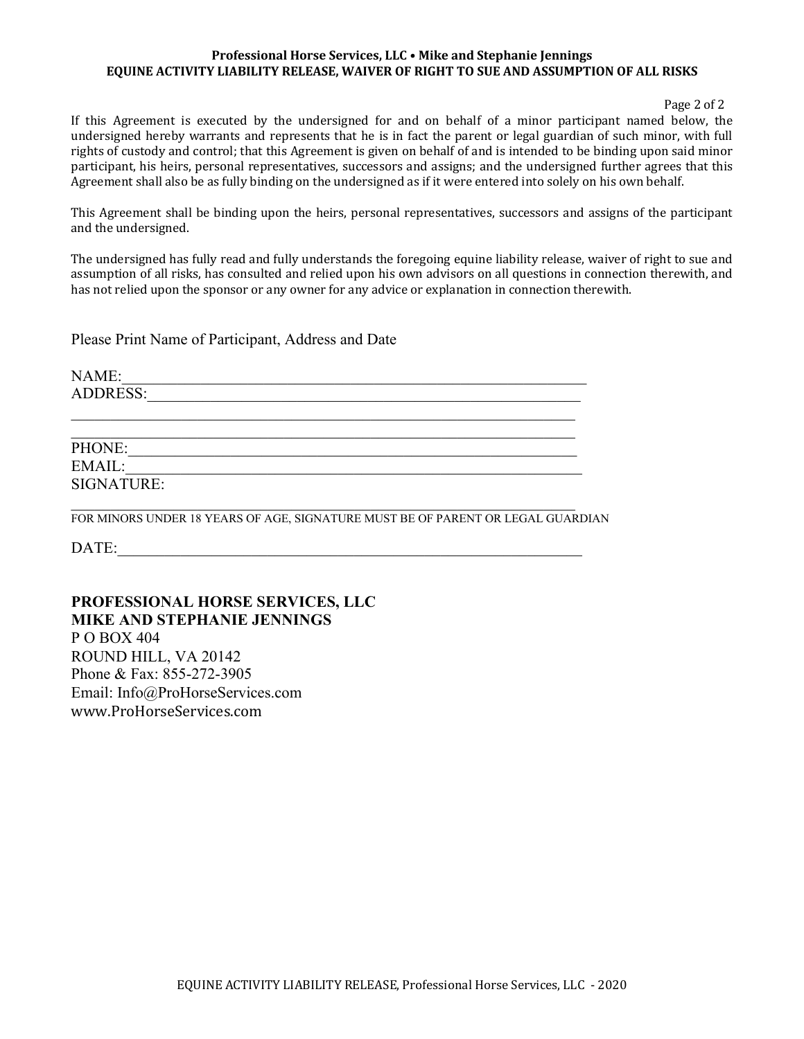If this Agreement is executed by the undersigned for and on behalf of a minor participant named below, the undersigned hereby warrants and represents that he is in fact the parent or legal guardian of such minor, with full rights of custody and control; that this Agreement is given on behalf of and is intended to be binding upon said minor participant, his heirs, personal representatives, successors and assigns; and the undersigned further agrees that this Agreement shall also be as fully binding on the undersigned as if it were entered into solely on his own behalf.

This Agreement shall be binding upon the heirs, personal representatives, successors and assigns of the participant and the undersigned.

The undersigned has fully read and fully understands the foregoing equine liability release, waiver of right to sue and assumption of all risks, has consulted and relied upon his own advisors on all questions in connection therewith, and has not relied upon the sponsor or any owner for any advice or explanation in connection therewith.

Please Print Name of Participant, Address and Date

NAME:_______________________________________________________________

ADDRESS:____________________________________________________________

_____________________________________________________________________

_____________________________________________________________________

PHONE:______________________________________________________________

EMAIL:_______________________________________________________________

SIGNATURE:

_____________________________________________________________________

FOR MINORS UNDER 18 YEARS OF AGE, SIGNATURE MUST BE OF PARENT OR LEGAL GUARDIAN

DATE:_______________________________________________________________

**PROFESSIONAL HORSE SERVICES, LLC**
**MIKE AND STEPHANIE JENNINGS**
P O BOX 404
ROUND HILL, VA 20142
Phone & Fax: 855-272-3905
Email: Info@ProHorseServices.com
www.ProHorseServices.com